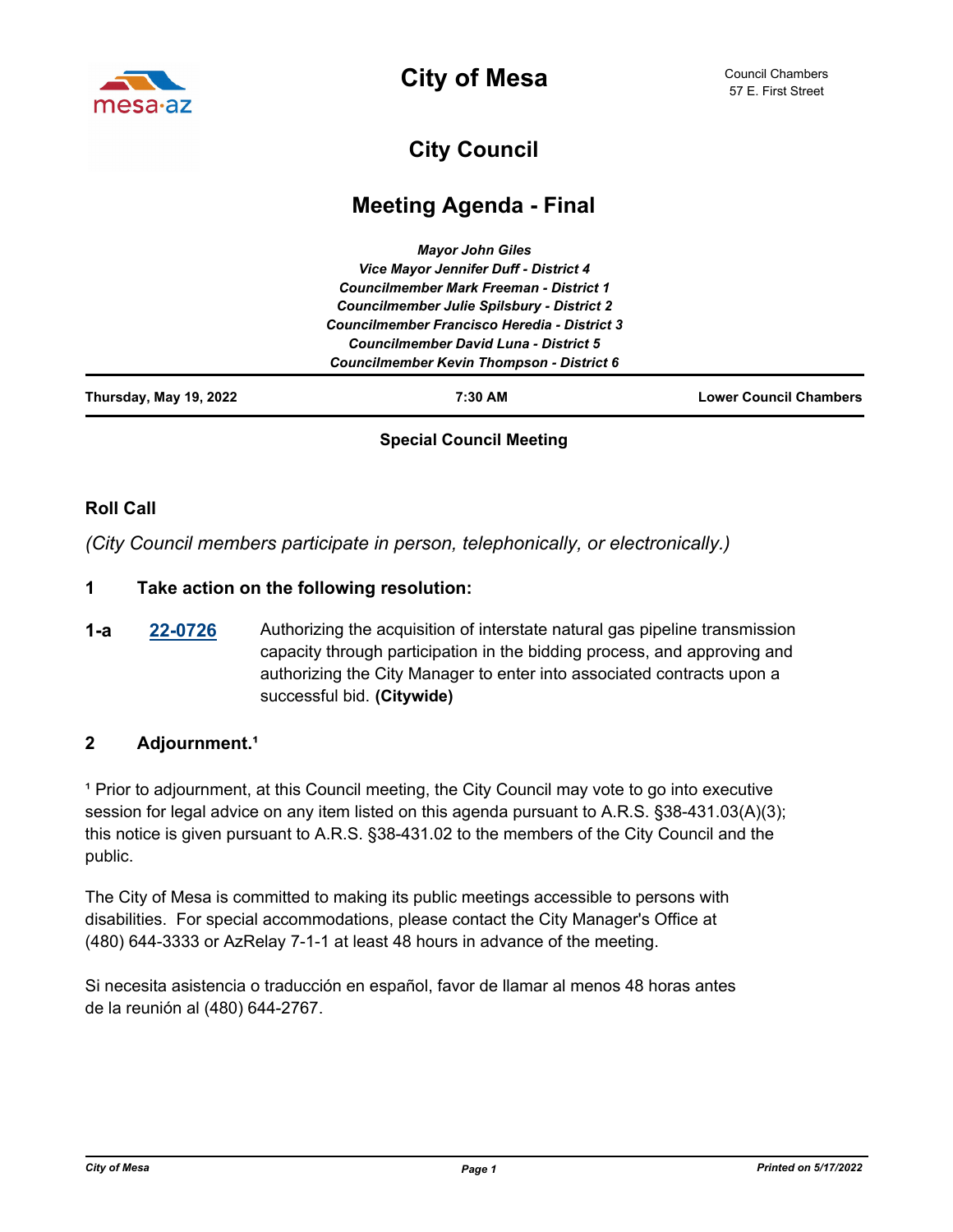# City of Mesa

Council Chambers
57 E. First Street

## City Council

## Meeting Agenda - Final

***Mayor John Giles***
***Vice Mayor Jennifer Duff - District 4***
***Councilmember Mark Freeman - District 1***
***Councilmember Julie Spilsbury - District 2***
***Councilmember Francisco Heredia - District 3***
***Councilmember David Luna - District 5***
***Councilmember Kevin Thompson - District 6***

| Thursday, May 19, 2022 | 7:30 AM | Lower Council Chambers |
|---|---|---|

**Special Council Meeting**

### Roll Call

*(City Council members participate in person, telephonically, or electronically.)*

**1 Take action on the following resolution:**

**1-a** **22-0726** Authorizing the acquisition of interstate natural gas pipeline transmission capacity through participation in the bidding process, and approving and authorizing the City Manager to enter into associated contracts upon a successful bid. **(Citywide)**

**2 Adjournment.[1]**

[1] Prior to adjournment, at this Council meeting, the City Council may vote to go into executive session for legal advice on any item listed on this agenda pursuant to A.R.S. §38-431.03(A)(3); this notice is given pursuant to A.R.S. §38-431.02 to the members of the City Council and the public.

The City of Mesa is committed to making its public meetings accessible to persons with disabilities. For special accommodations, please contact the City Manager's Office at (480) 644-3333 or AzRelay 7-1-1 at least 48 hours in advance of the meeting.

Si necesita asistencia o traducción en español, favor de llamar al menos 48 horas antes de la reunión al (480) 644-2767.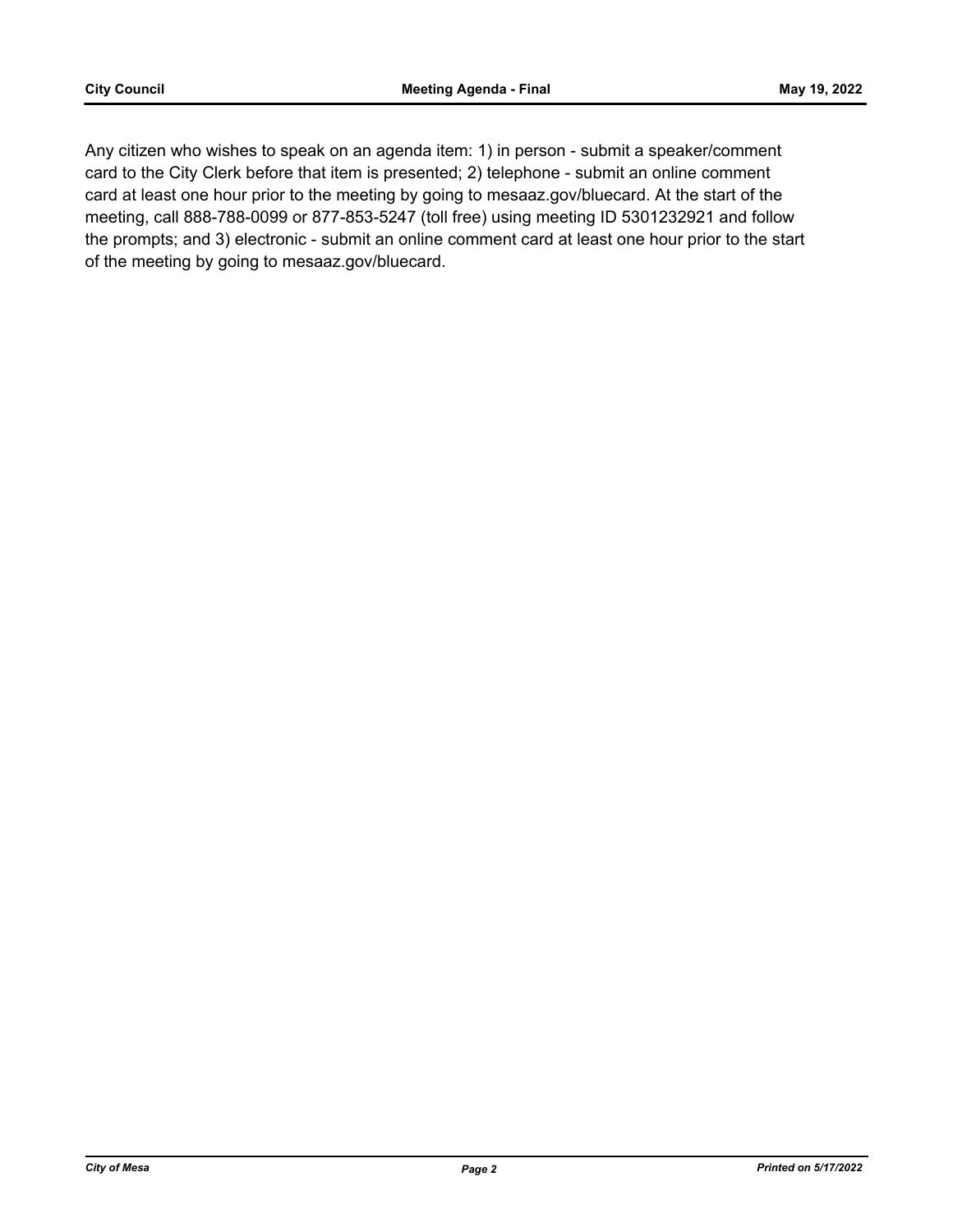Any citizen who wishes to speak on an agenda item: 1) in person - submit a speaker/comment card to the City Clerk before that item is presented; 2) telephone - submit an online comment card at least one hour prior to the meeting by going to mesaaz.gov/bluecard. At the start of the meeting, call 888-788-0099 or 877-853-5247 (toll free) using meeting ID 5301232921 and follow the prompts; and 3) electronic - submit an online comment card at least one hour prior to the start of the meeting by going to mesaaz.gov/bluecard.